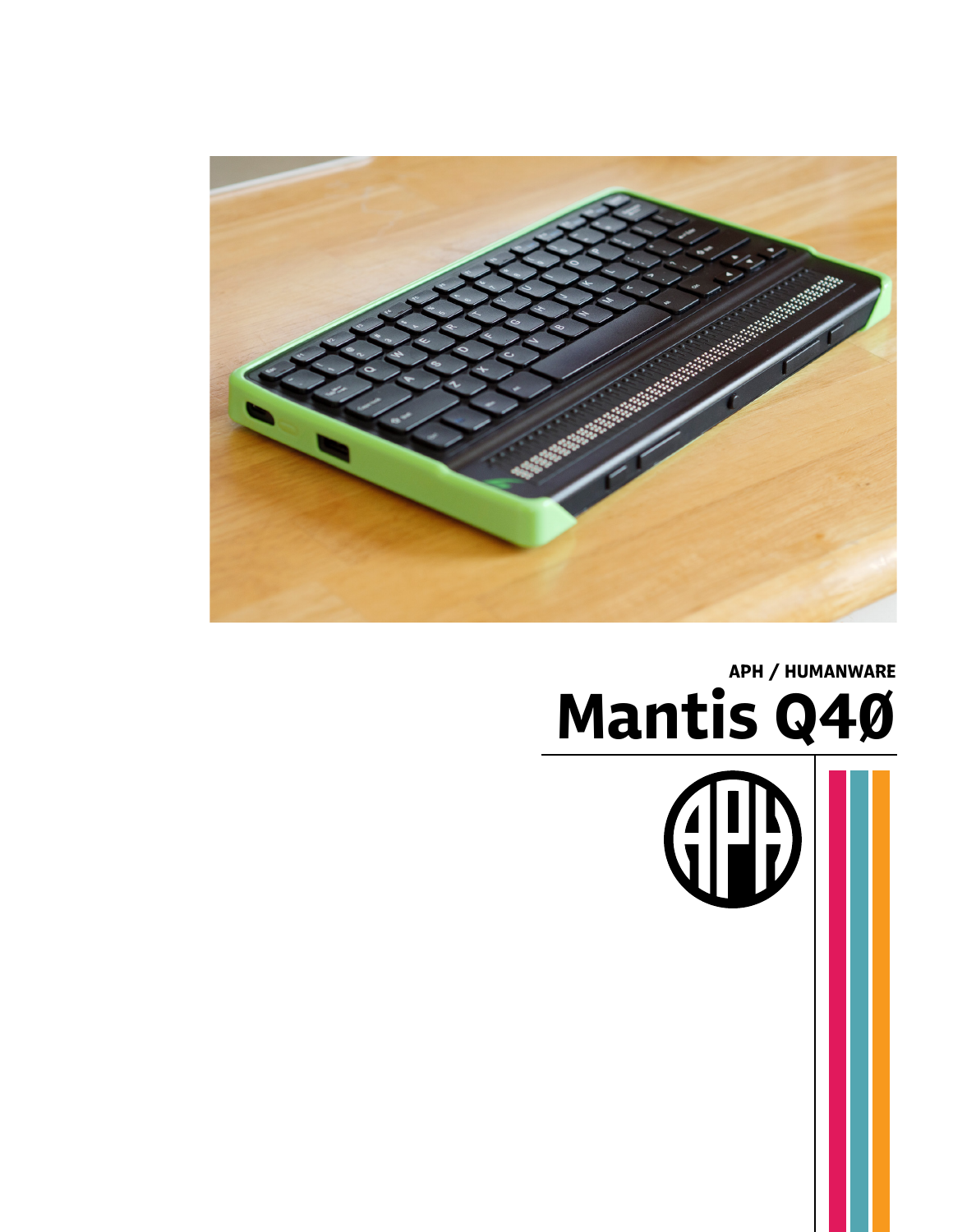APH / HUMANWARE

# Mantis Q40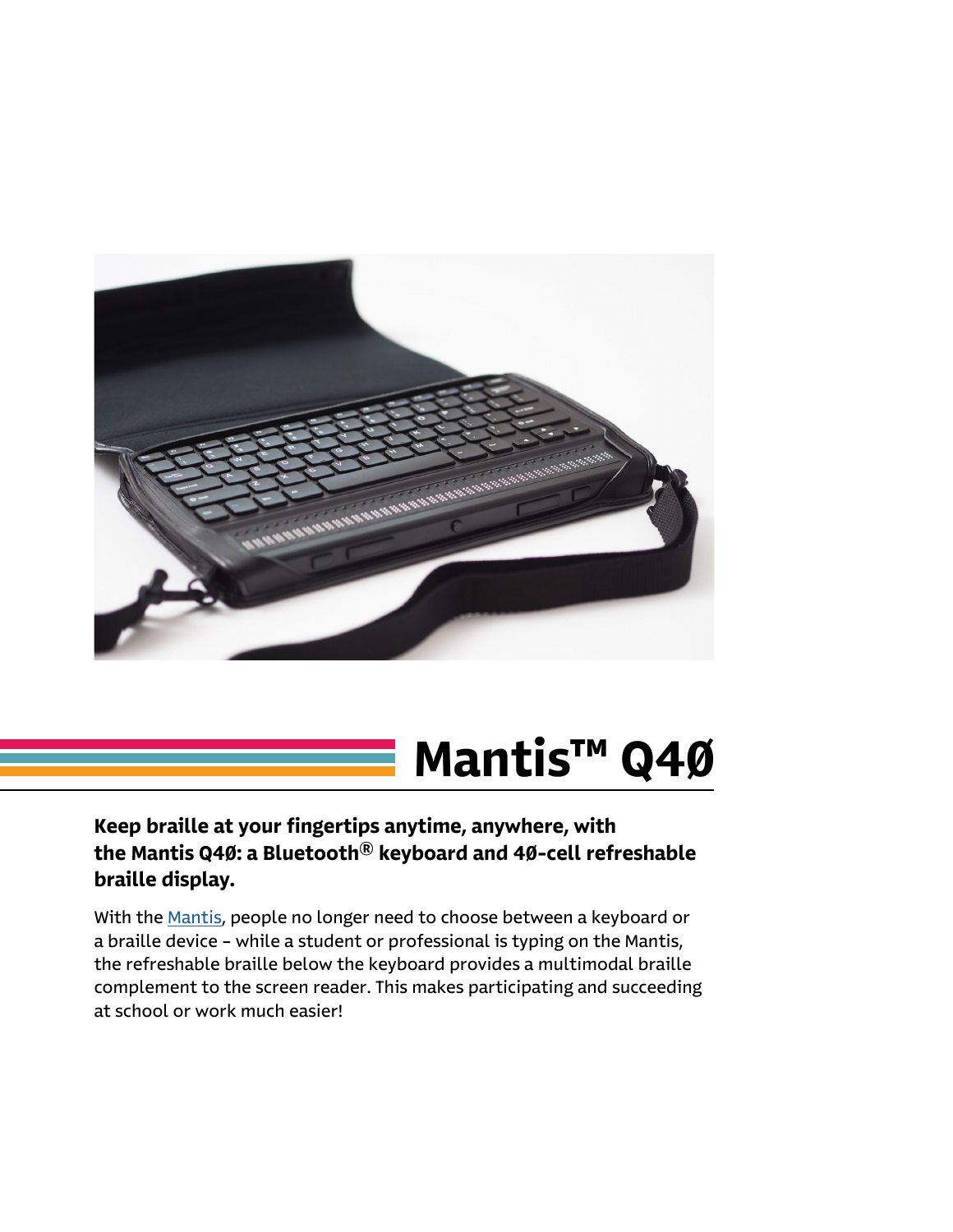# Mantis™ Q4Ø

**Keep braille at your fingertips anytime, anywhere, with the Mantis Q4Ø: a Bluetooth® keyboard and 4Ø-cell refreshable braille display.**

With the Mantis, people no longer need to choose between a keyboard or a braille device – while a student or professional is typing on the Mantis, the refreshable braille below the keyboard provides a multimodal braille complement to the screen reader. This makes participating and succeeding at school or work much easier!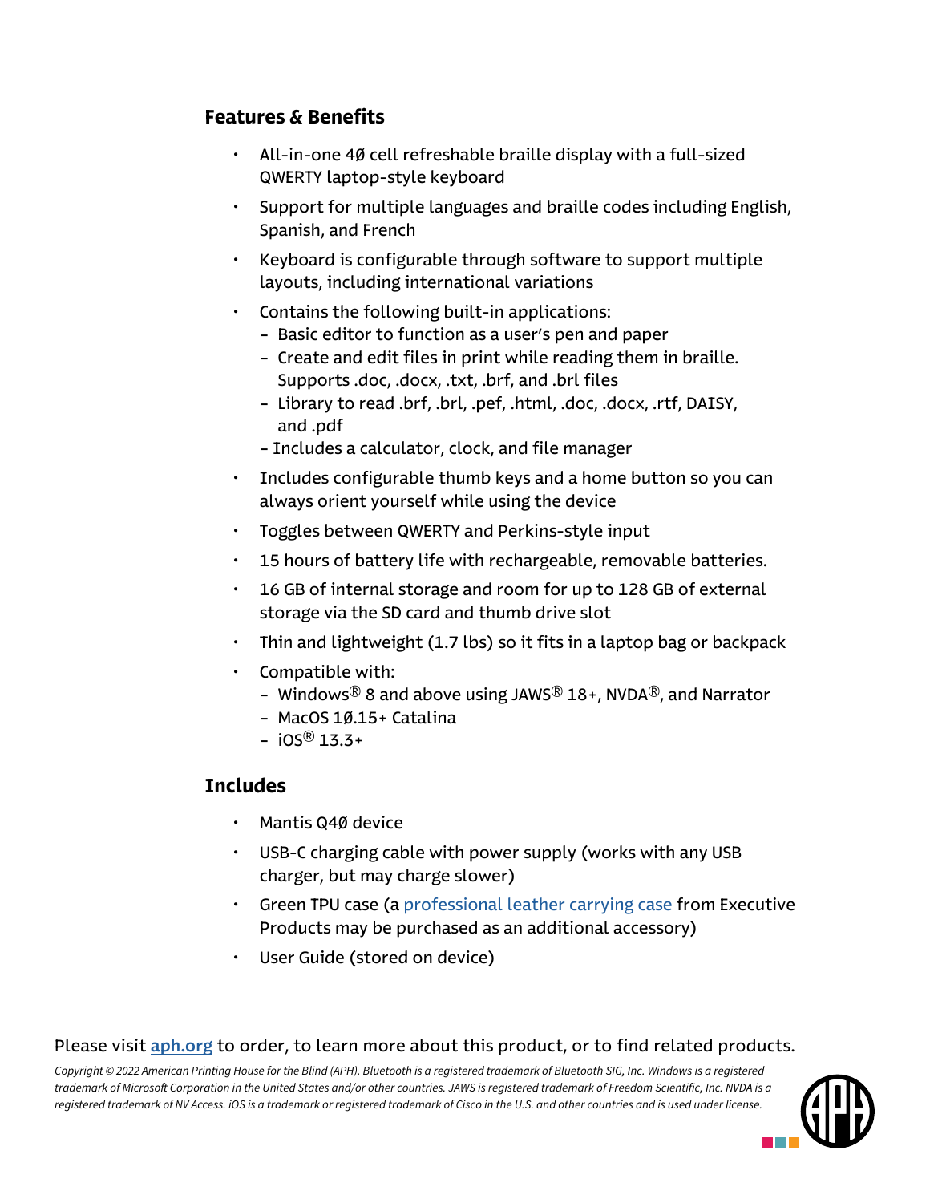## Features & Benefits

- All-in-one 4Ø cell refreshable braille display with a full-sized QWERTY laptop-style keyboard
- Support for multiple languages and braille codes including English, Spanish, and French
- Keyboard is configurable through software to support multiple layouts, including international variations
- Contains the following built-in applications:
  - Basic editor to function as a user's pen and paper
  - Create and edit files in print while reading them in braille. Supports .doc, .docx, .txt, .brf, and .brl files
  - Library to read .brf, .brl, .pef, .html, .doc, .docx, .rtf, DAISY, and .pdf
  - Includes a calculator, clock, and file manager
- Includes configurable thumb keys and a home button so you can always orient yourself while using the device
- Toggles between QWERTY and Perkins-style input
- 15 hours of battery life with rechargeable, removable batteries.
- 16 GB of internal storage and room for up to 128 GB of external storage via the SD card and thumb drive slot
- Thin and lightweight (1.7 lbs) so it fits in a laptop bag or backpack
- Compatible with:
  - Windows® 8 and above using JAWS® 18+, NVDA®, and Narrator
  - MacOS 1Ø.15+ Catalina
  - iOS® 13.3+

## Includes

- Mantis Q4Ø device
- USB-C charging cable with power supply (works with any USB charger, but may charge slower)
- Green TPU case (a professional leather carrying case from Executive Products may be purchased as an additional accessory)
- User Guide (stored on device)

Please visit **aph.org** to order, to learn more about this product, or to find related products.

*Copyright © 2022 American Printing House for the Blind (APH). Bluetooth is a registered trademark of Bluetooth SIG, Inc. Windows is a registered trademark of Microsoft Corporation in the United States and/or other countries. JAWS is registered trademark of Freedom Scientific, Inc. NVDA is a registered trademark of NV Access. iOS is a trademark or registered trademark of Cisco in the U.S. and other countries and is used under license.*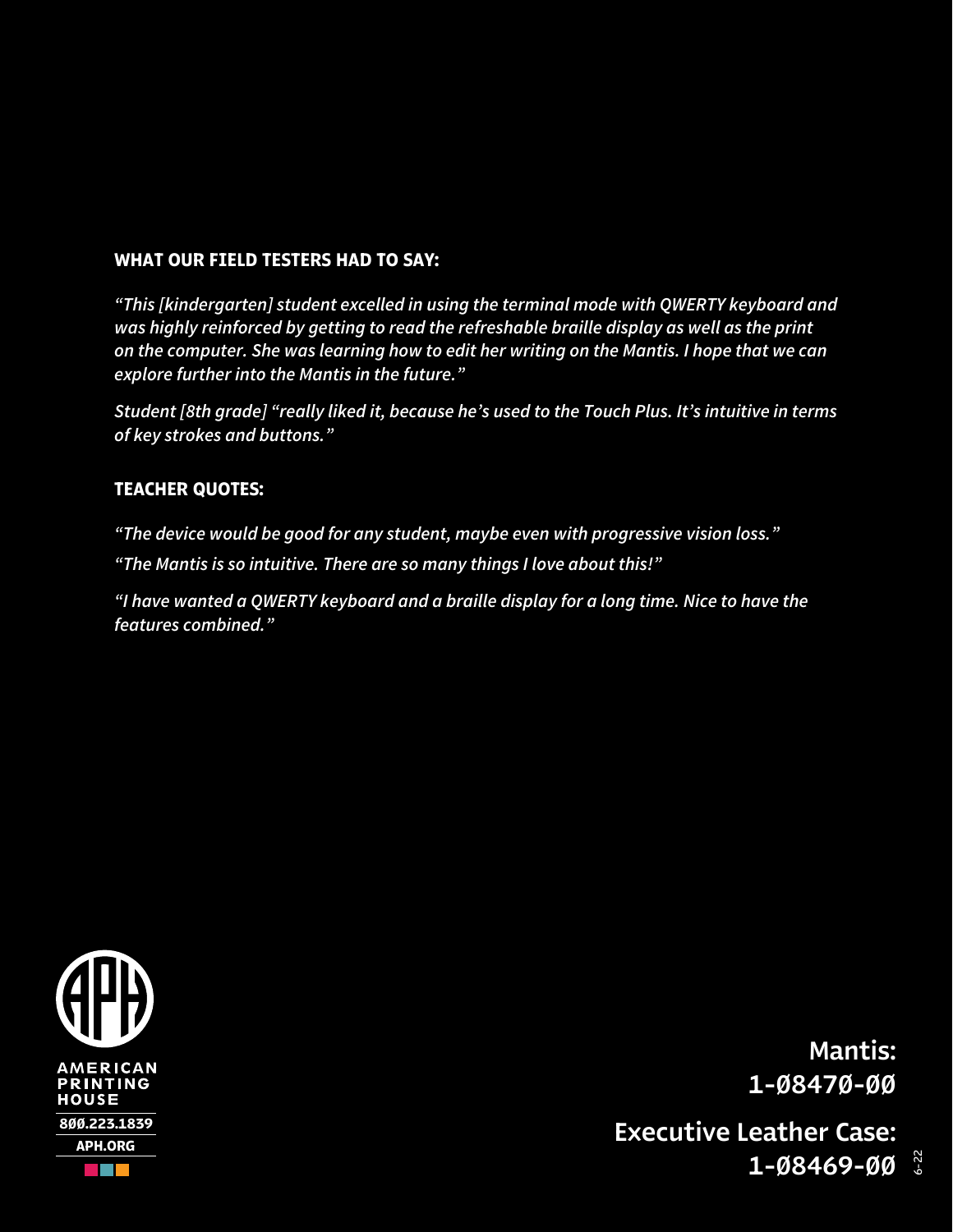## WHAT OUR FIELD TESTERS HAD TO SAY:

*"This [kindergarten] student excelled in using the terminal mode with QWERTY keyboard and was highly reinforced by getting to read the refreshable braille display as well as the print on the computer. She was learning how to edit her writing on the Mantis. I hope that we can explore further into the Mantis in the future."*

*Student [8th grade] "really liked it, because he's used to the Touch Plus. It's intuitive in terms of key strokes and buttons."*

## TEACHER QUOTES:

*"The device would be good for any student, maybe even with progressive vision loss."*

*"The Mantis is so intuitive. There are so many things I love about this!"*

*"I have wanted a QWERTY keyboard and a braille display for a long time. Nice to have the features combined."*

AMERICAN PRINTING HOUSE

800.223.1839

APH.ORG

**Mantis: 1-08470-00**

**Executive Leather Case: 1-08469-00**

6-22